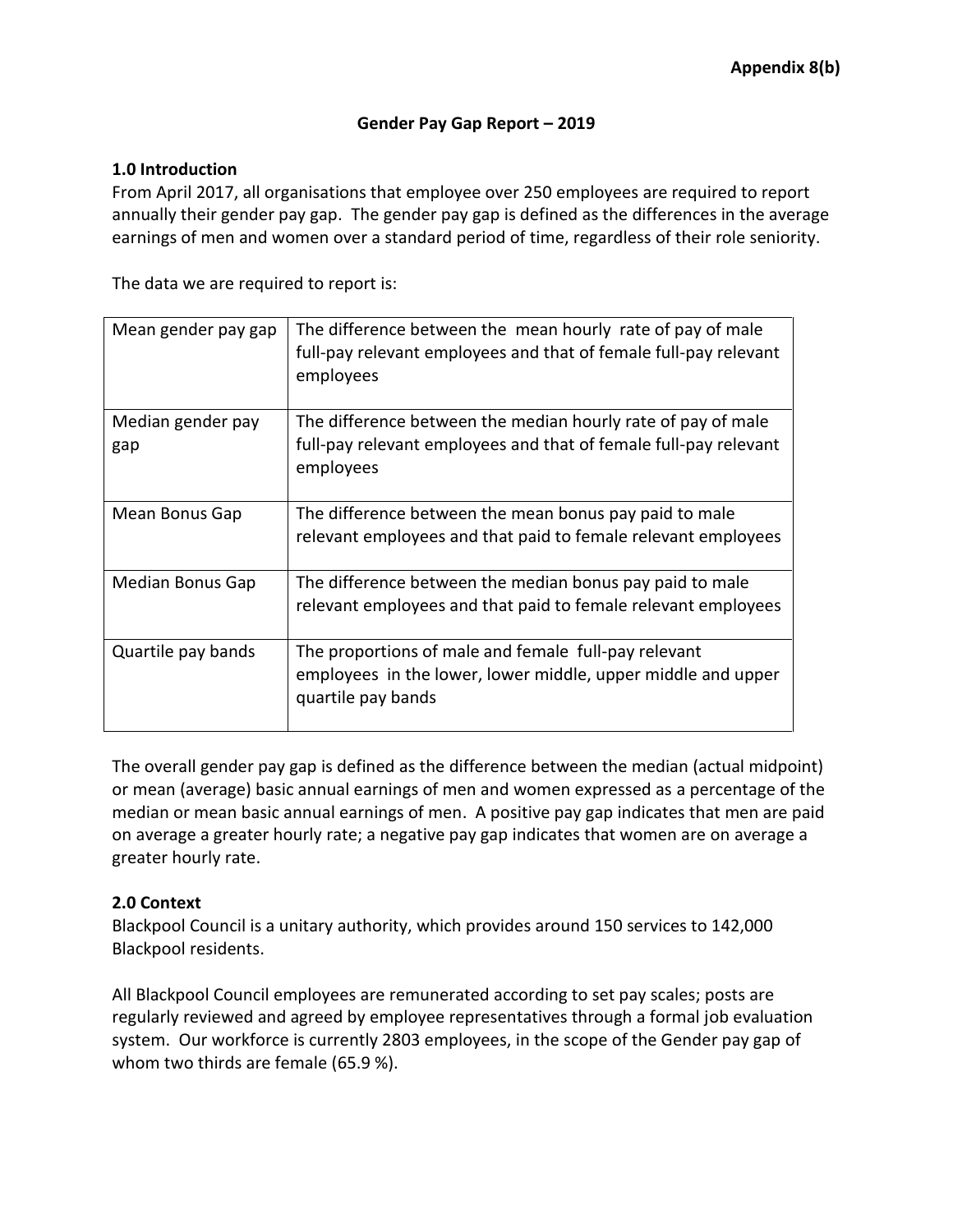**Appendix 8(b)**

# Gender Pay Gap Report – 2019

## 1.0 Introduction

From April 2017, all organisations that employee over 250 employees are required to report annually their gender pay gap. The gender pay gap is defined as the differences in the average earnings of men and women over a standard period of time, regardless of their role seniority.

The data we are required to report is:

| | |
|---|---|
| Mean gender pay gap | The difference between the mean hourly rate of pay of male full-pay relevant employees and that of female full-pay relevant employees |
| Median gender pay gap | The difference between the median hourly rate of pay of male full-pay relevant employees and that of female full-pay relevant employees |
| Mean Bonus Gap | The difference between the mean bonus pay paid to male relevant employees and that paid to female relevant employees |
| Median Bonus Gap | The difference between the median bonus pay paid to male relevant employees and that paid to female relevant employees |
| Quartile pay bands | The proportions of male and female full-pay relevant employees in the lower, lower middle, upper middle and upper quartile pay bands |

The overall gender pay gap is defined as the difference between the median (actual midpoint) or mean (average) basic annual earnings of men and women expressed as a percentage of the median or mean basic annual earnings of men. A positive pay gap indicates that men are paid on average a greater hourly rate; a negative pay gap indicates that women are on average a greater hourly rate.

## 2.0 Context

Blackpool Council is a unitary authority, which provides around 150 services to 142,000 Blackpool residents.

All Blackpool Council employees are remunerated according to set pay scales; posts are regularly reviewed and agreed by employee representatives through a formal job evaluation system. Our workforce is currently 2803 employees, in the scope of the Gender pay gap of whom two thirds are female (65.9 %).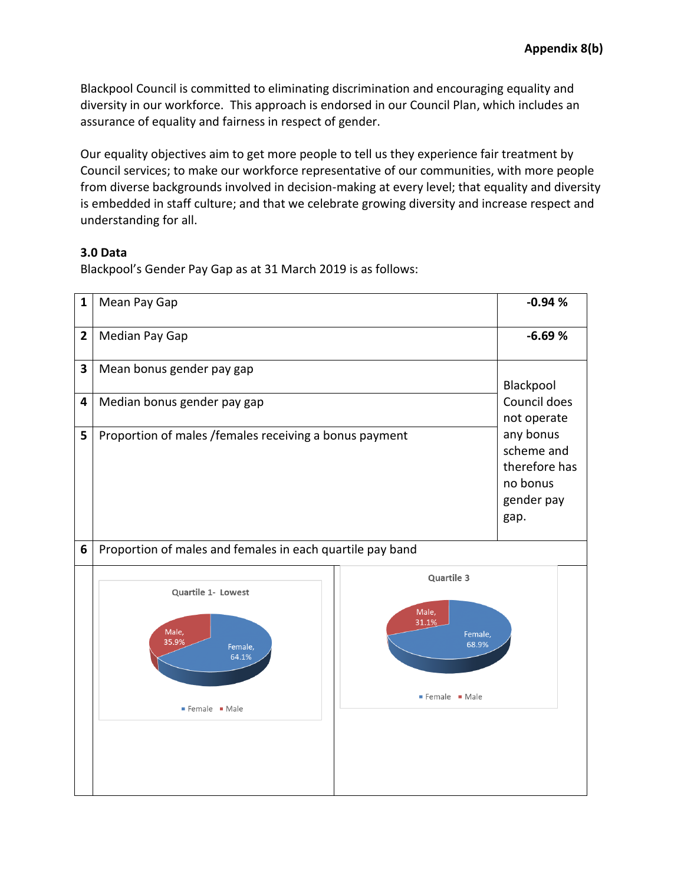**Appendix 8(b)**

Blackpool Council is committed to eliminating discrimination and encouraging equality and diversity in our workforce. This approach is endorsed in our Council Plan, which includes an assurance of equality and fairness in respect of gender.

Our equality objectives aim to get more people to tell us they experience fair treatment by Council services; to make our workforce representative of our communities, with more people from diverse backgrounds involved in decision-making at every level; that equality and diversity is embedded in staff culture; and that we celebrate growing diversity and increase respect and understanding for all.

### 3.0 Data

Blackpool's Gender Pay Gap as at 31 March 2019 is as follows:

| | | |
|---|---|---|
| 1 | Mean Pay Gap | **-0.94 %** |
| 2 | Median Pay Gap | **-6.69 %** |
| 3 | Mean bonus gender pay gap | Blackpool Council does not operate any bonus scheme and therefore has no bonus gender pay gap. |
| 4 | Median bonus gender pay gap | |
| 5 | Proportion of males /females receiving a bonus payment | |
| 6 | Proportion of males and females in each quartile pay band | |

Quartile 1- Lowest

Male, 35.9%
Female, 64.1%

Female ■ Male

Quartile 3

Male, 31.1%
Female, 68.9%

Female ■ Male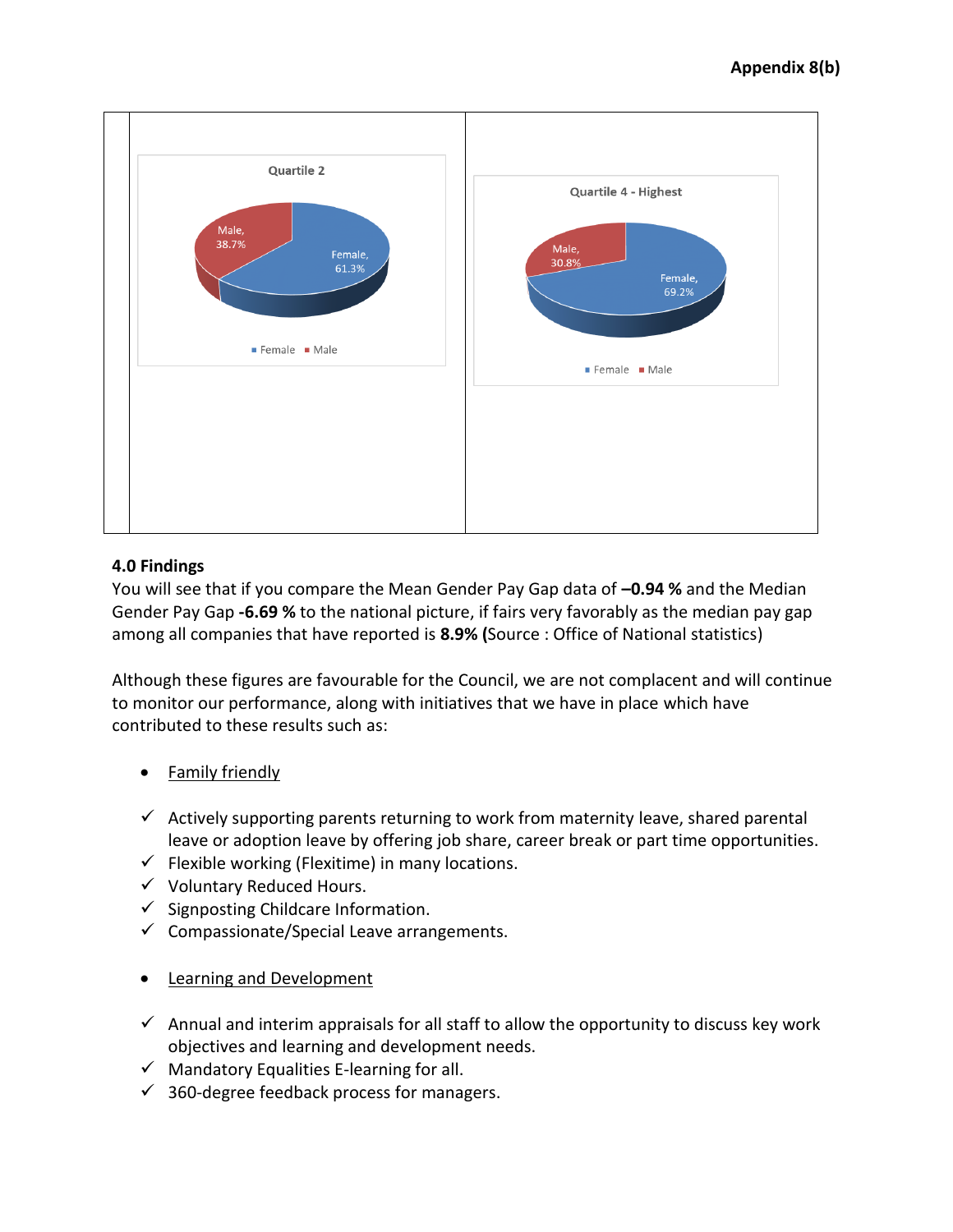Appendix 8(b)

Quartile 2

Male, 38.7%
Female, 61.3%

Female ■ Male

Quartile 4 - Highest

Male, 30.8%
Female, 69.2%

Female ■ Male

**4.0 Findings**

You will see that if you compare the Mean Gender Pay Gap data of **–0.94 %** and the Median Gender Pay Gap **-6.69 %** to the national picture, if fairs very favorably as the median pay gap among all companies that have reported is **8.9% (**Source : Office of National statistics)

Although these figures are favourable for the Council, we are not complacent and will continue to monitor our performance, along with initiatives that we have in place which have contributed to these results such as:

- Family friendly

✓ Actively supporting parents returning to work from maternity leave, shared parental leave or adoption leave by offering job share, career break or part time opportunities.
✓ Flexible working (Flexitime) in many locations.
✓ Voluntary Reduced Hours.
✓ Signposting Childcare Information.
✓ Compassionate/Special Leave arrangements.

- Learning and Development

✓ Annual and interim appraisals for all staff to allow the opportunity to discuss key work objectives and learning and development needs.
✓ Mandatory Equalities E-learning for all.
✓ 360-degree feedback process for managers.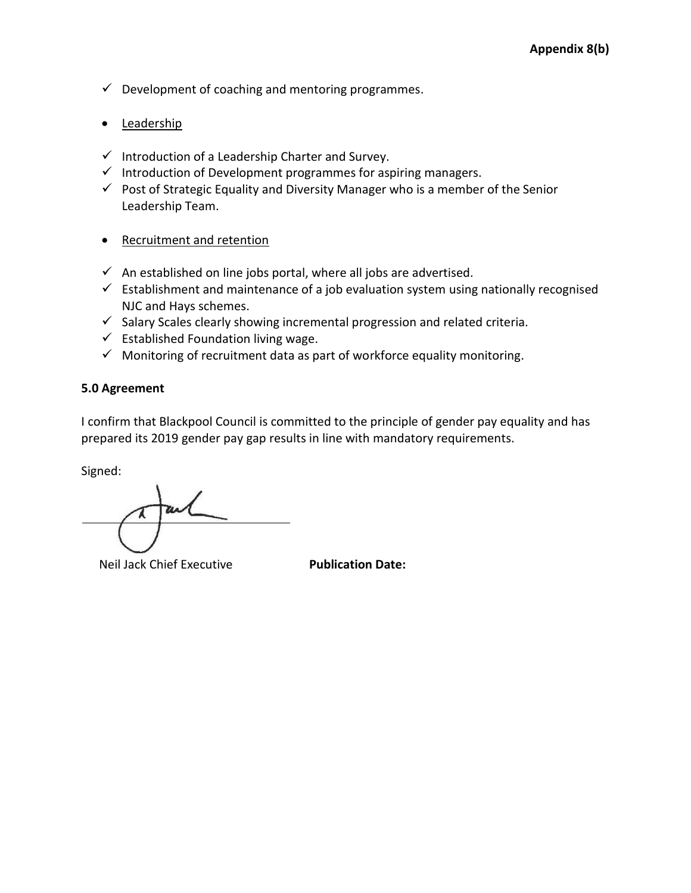Appendix 8(b)

- ✓ Development of coaching and mentoring programmes.

- Leadership

- ✓ Introduction of a Leadership Charter and Survey.
- ✓ Introduction of Development programmes for aspiring managers.
- ✓ Post of Strategic Equality and Diversity Manager who is a member of the Senior Leadership Team.

- Recruitment and retention

- ✓ An established on line jobs portal, where all jobs are advertised.
- ✓ Establishment and maintenance of a job evaluation system using nationally recognised NJC and Hays schemes.
- ✓ Salary Scales clearly showing incremental progression and related criteria.
- ✓ Established Foundation living wage.
- ✓ Monitoring of recruitment data as part of workforce equality monitoring.

### 5.0 Agreement

I confirm that Blackpool Council is committed to the principle of gender pay equality and has prepared its 2019 gender pay gap results in line with mandatory requirements.

Signed:

Neil Jack Chief Executive **Publication Date:**